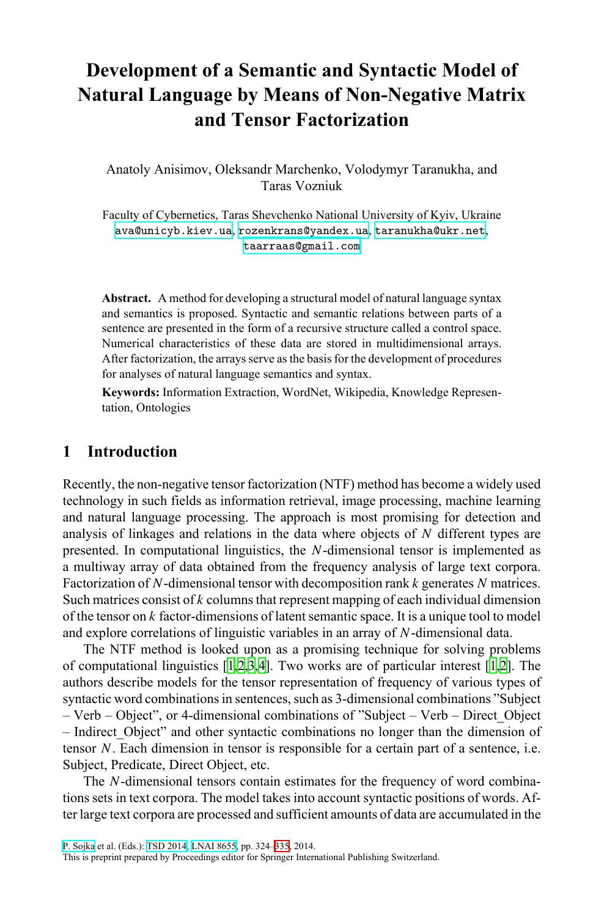# Development of a Semantic and Syntactic Model of Natural Language by Means of Non-Negative Matrix and Tensor Factorization

Anatoly Anisimov, Oleksandr Marchenko, Volodymyr Taranukha, and Taras Vozniuk

Faculty of Cybernetics, Taras Shevchenko National University of Kyiv, Ukraine
ava@unicyb.kiev.ua, rozenkrans@yandex.ua, taranukha@ukr.net, taarraas@gmail.com

**Abstract.** A method for developing a structural model of natural language syntax and semantics is proposed. Syntactic and semantic relations between parts of a sentence are presented in the form of a recursive structure called a control space. Numerical characteristics of these data are stored in multidimensional arrays. After factorization, the arrays serve as the basis for the development of procedures for analyses of natural language semantics and syntax.

**Keywords:** Information Extraction, WordNet, Wikipedia, Knowledge Representation, Ontologies

## 1 Introduction

Recently, the non-negative tensor factorization (NTF) method has become a widely used technology in such fields as information retrieval, image processing, machine learning and natural language processing. The approach is most promising for detection and analysis of linkages and relations in the data where objects of $N$ different types are presented. In computational linguistics, the $N$-dimensional tensor is implemented as a multiway array of data obtained from the frequency analysis of large text corpora. Factorization of $N$-dimensional tensor with decomposition rank $k$ generates $N$ matrices. Such matrices consist of $k$ columns that represent mapping of each individual dimension of the tensor on $k$ factor-dimensions of latent semantic space. It is a unique tool to model and explore correlations of linguistic variables in an array of $N$-dimensional data.

The NTF method is looked upon as a promising technique for solving problems of computational linguistics [1,2,3,4]. Two works are of particular interest [1,2]. The authors describe models for the tensor representation of frequency of various types of syntactic word combinations in sentences, such as 3-dimensional combinations "Subject – Verb – Object", or 4-dimensional combinations of "Subject – Verb – Direct_Object – Indirect_Object" and other syntactic combinations no longer than the dimension of tensor $N$. Each dimension in tensor is responsible for a certain part of a sentence, i.e. Subject, Predicate, Direct Object, etc.

The $N$-dimensional tensors contain estimates for the frequency of word combinations sets in text corpora. The model takes into account syntactic positions of words. After large text corpora are processed and sufficient amounts of data are accumulated in the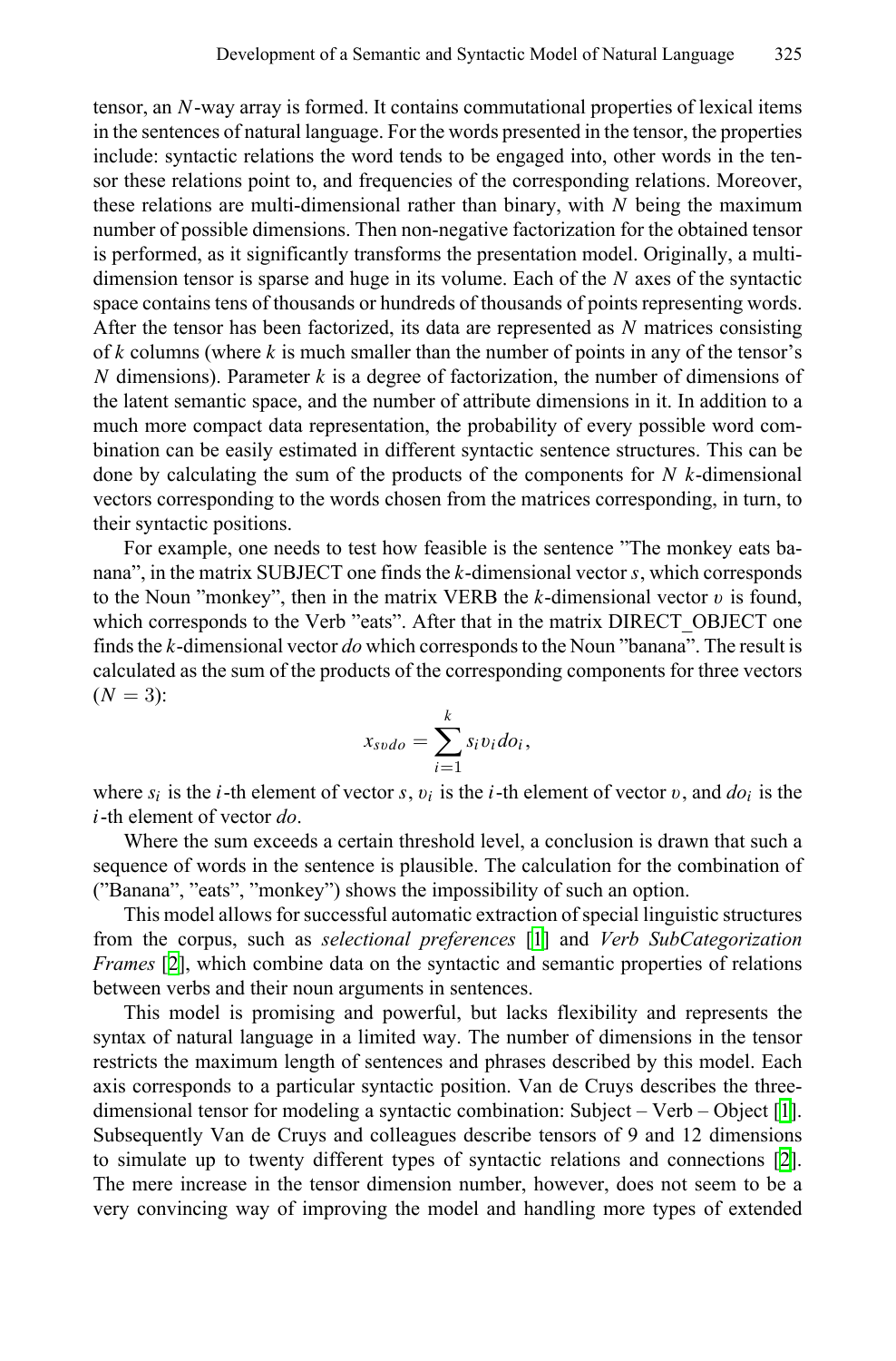tensor, an $N$-way array is formed. It contains commutational properties of lexical items in the sentences of natural language. For the words presented in the tensor, the properties include: syntactic relations the word tends to be engaged into, other words in the tensor these relations point to, and frequencies of the corresponding relations. Moreover, these relations are multi-dimensional rather than binary, with $N$ being the maximum number of possible dimensions. Then non-negative factorization for the obtained tensor is performed, as it significantly transforms the presentation model. Originally, a multi-dimension tensor is sparse and huge in its volume. Each of the $N$ axes of the syntactic space contains tens of thousands or hundreds of thousands of points representing words. After the tensor has been factorized, its data are represented as $N$ matrices consisting of $k$ columns (where $k$ is much smaller than the number of points in any of the tensor's $N$ dimensions). Parameter $k$ is a degree of factorization, the number of dimensions of the latent semantic space, and the number of attribute dimensions in it. In addition to a much more compact data representation, the probability of every possible word combination can be easily estimated in different syntactic sentence structures. This can be done by calculating the sum of the products of the components for $N$ $k$-dimensional vectors corresponding to the words chosen from the matrices corresponding, in turn, to their syntactic positions.

For example, one needs to test how feasible is the sentence "The monkey eats banana", in the matrix SUBJECT one finds the $k$-dimensional vector $s$, which corresponds to the Noun "monkey", then in the matrix VERB the $k$-dimensional vector $v$ is found, which corresponds to the Verb "eats". After that in the matrix DIRECT_OBJECT one finds the $k$-dimensional vector $do$ which corresponds to the Noun "banana". The result is calculated as the sum of the products of the corresponding components for three vectors ($N = 3$):

$$x_{svdo} = \sum_{i=1}^{k} s_i v_i do_i,$$

where $s_i$ is the $i$-th element of vector $s$, $v_i$ is the $i$-th element of vector $v$, and $do_i$ is the $i$-th element of vector $do$.

Where the sum exceeds a certain threshold level, a conclusion is drawn that such a sequence of words in the sentence is plausible. The calculation for the combination of ("Banana", "eats", "monkey") shows the impossibility of such an option.

This model allows for successful automatic extraction of special linguistic structures from the corpus, such as *selectional preferences* [1] and *Verb SubCategorization Frames* [2], which combine data on the syntactic and semantic properties of relations between verbs and their noun arguments in sentences.

This model is promising and powerful, but lacks flexibility and represents the syntax of natural language in a limited way. The number of dimensions in the tensor restricts the maximum length of sentences and phrases described by this model. Each axis corresponds to a particular syntactic position. Van de Cruys describes the three-dimensional tensor for modeling a syntactic combination: Subject – Verb – Object [1]. Subsequently Van de Cruys and colleagues describe tensors of 9 and 12 dimensions to simulate up to twenty different types of syntactic relations and connections [2]. The mere increase in the tensor dimension number, however, does not seem to be a very convincing way of improving the model and handling more types of extended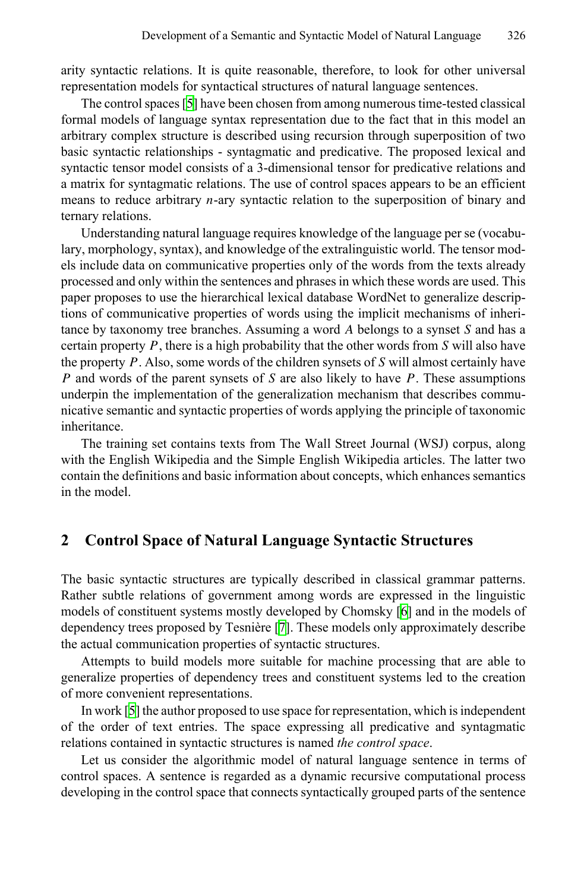arity syntactic relations. It is quite reasonable, therefore, to look for other universal representation models for syntactical structures of natural language sentences.

The control spaces [5] have been chosen from among numerous time-tested classical formal models of language syntax representation due to the fact that in this model an arbitrary complex structure is described using recursion through superposition of two basic syntactic relationships - syntagmatic and predicative. The proposed lexical and syntactic tensor model consists of a 3-dimensional tensor for predicative relations and a matrix for syntagmatic relations. The use of control spaces appears to be an efficient means to reduce arbitrary $n$-ary syntactic relation to the superposition of binary and ternary relations.

Understanding natural language requires knowledge of the language per se (vocabulary, morphology, syntax), and knowledge of the extralinguistic world. The tensor models include data on communicative properties only of the words from the texts already processed and only within the sentences and phrases in which these words are used. This paper proposes to use the hierarchical lexical database WordNet to generalize descriptions of communicative properties of words using the implicit mechanisms of inheritance by taxonomy tree branches. Assuming a word $A$ belongs to a synset $S$ and has a certain property $P$, there is a high probability that the other words from $S$ will also have the property $P$. Also, some words of the children synsets of $S$ will almost certainly have $P$ and words of the parent synsets of $S$ are also likely to have $P$. These assumptions underpin the implementation of the generalization mechanism that describes communicative semantic and syntactic properties of words applying the principle of taxonomic inheritance.

The training set contains texts from The Wall Street Journal (WSJ) corpus, along with the English Wikipedia and the Simple English Wikipedia articles. The latter two contain the definitions and basic information about concepts, which enhances semantics in the model.

## 2 Control Space of Natural Language Syntactic Structures

The basic syntactic structures are typically described in classical grammar patterns. Rather subtle relations of government among words are expressed in the linguistic models of constituent systems mostly developed by Chomsky [6] and in the models of dependency trees proposed by Tesnière [7]. These models only approximately describe the actual communication properties of syntactic structures.

Attempts to build models more suitable for machine processing that are able to generalize properties of dependency trees and constituent systems led to the creation of more convenient representations.

In work [5] the author proposed to use space for representation, which is independent of the order of text entries. The space expressing all predicative and syntagmatic relations contained in syntactic structures is named *the control space*.

Let us consider the algorithmic model of natural language sentence in terms of control spaces. A sentence is regarded as a dynamic recursive computational process developing in the control space that connects syntactically grouped parts of the sentence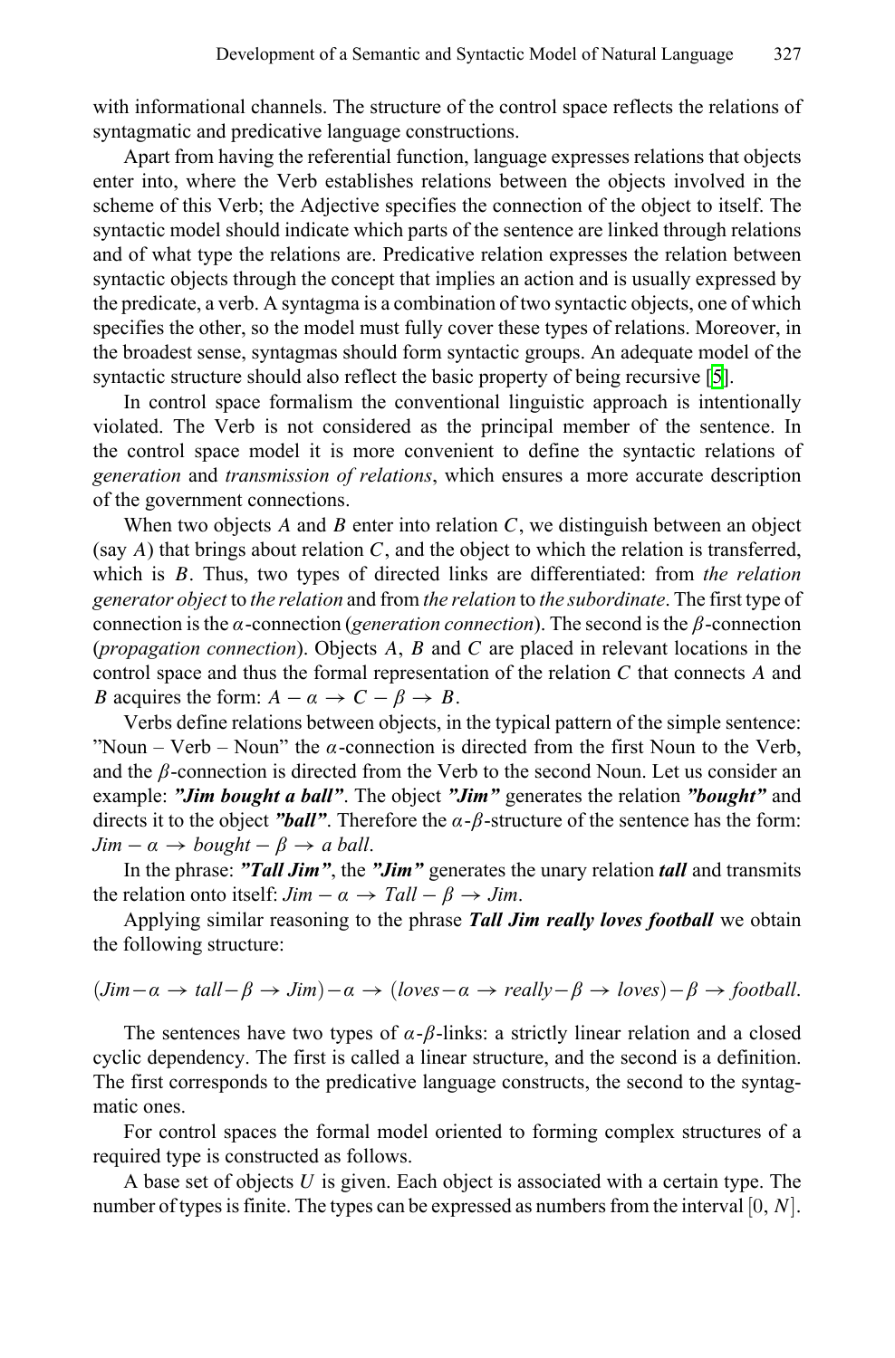with informational channels. The structure of the control space reflects the relations of syntagmatic and predicative language constructions.

Apart from having the referential function, language expresses relations that objects enter into, where the Verb establishes relations between the objects involved in the scheme of this Verb; the Adjective specifies the connection of the object to itself. The syntactic model should indicate which parts of the sentence are linked through relations and of what type the relations are. Predicative relation expresses the relation between syntactic objects through the concept that implies an action and is usually expressed by the predicate, a verb. A syntagma is a combination of two syntactic objects, one of which specifies the other, so the model must fully cover these types of relations. Moreover, in the broadest sense, syntagmas should form syntactic groups. An adequate model of the syntactic structure should also reflect the basic property of being recursive [5].

In control space formalism the conventional linguistic approach is intentionally violated. The Verb is not considered as the principal member of the sentence. In the control space model it is more convenient to define the syntactic relations of *generation* and *transmission of relations*, which ensures a more accurate description of the government connections.

When two objects $A$ and $B$ enter into relation $C$, we distinguish between an object (say $A$) that brings about relation $C$, and the object to which the relation is transferred, which is $B$. Thus, two types of directed links are differentiated: from *the relation generator object* to *the relation* and from *the relation* to *the subordinate*. The first type of connection is the $\alpha$-connection (*generation connection*). The second is the $\beta$-connection (*propagation connection*). Objects $A$, $B$ and $C$ are placed in relevant locations in the control space and thus the formal representation of the relation $C$ that connects $A$ and $B$ acquires the form: $A - \alpha \rightarrow C - \beta \rightarrow B$.

Verbs define relations between objects, in the typical pattern of the simple sentence: "Noun – Verb – Noun" the $\alpha$-connection is directed from the first Noun to the Verb, and the $\beta$-connection is directed from the Verb to the second Noun. Let us consider an example: ***"Jim bought a ball"***. The object ***"Jim"*** generates the relation ***"bought"*** and directs it to the object ***"ball"***. Therefore the $\alpha$-$\beta$-structure of the sentence has the form: $Jim - \alpha \rightarrow bought - \beta \rightarrow a\ ball$.

In the phrase: ***"Tall Jim"***, the ***"Jim"*** generates the unary relation ***tall*** and transmits the relation onto itself: $Jim - \alpha \rightarrow Tall - \beta \rightarrow Jim$.

Applying similar reasoning to the phrase ***Tall Jim really loves football*** we obtain the following structure:

$$(Jim - \alpha \rightarrow tall - \beta \rightarrow Jim) - \alpha \rightarrow (loves - \alpha \rightarrow really - \beta \rightarrow loves) - \beta \rightarrow football.$$

The sentences have two types of $\alpha$-$\beta$-links: a strictly linear relation and a closed cyclic dependency. The first is called a linear structure, and the second is a definition. The first corresponds to the predicative language constructs, the second to the syntagmatic ones.

For control spaces the formal model oriented to forming complex structures of a required type is constructed as follows.

A base set of objects $U$ is given. Each object is associated with a certain type. The number of types is finite. The types can be expressed as numbers from the interval $[0, N]$.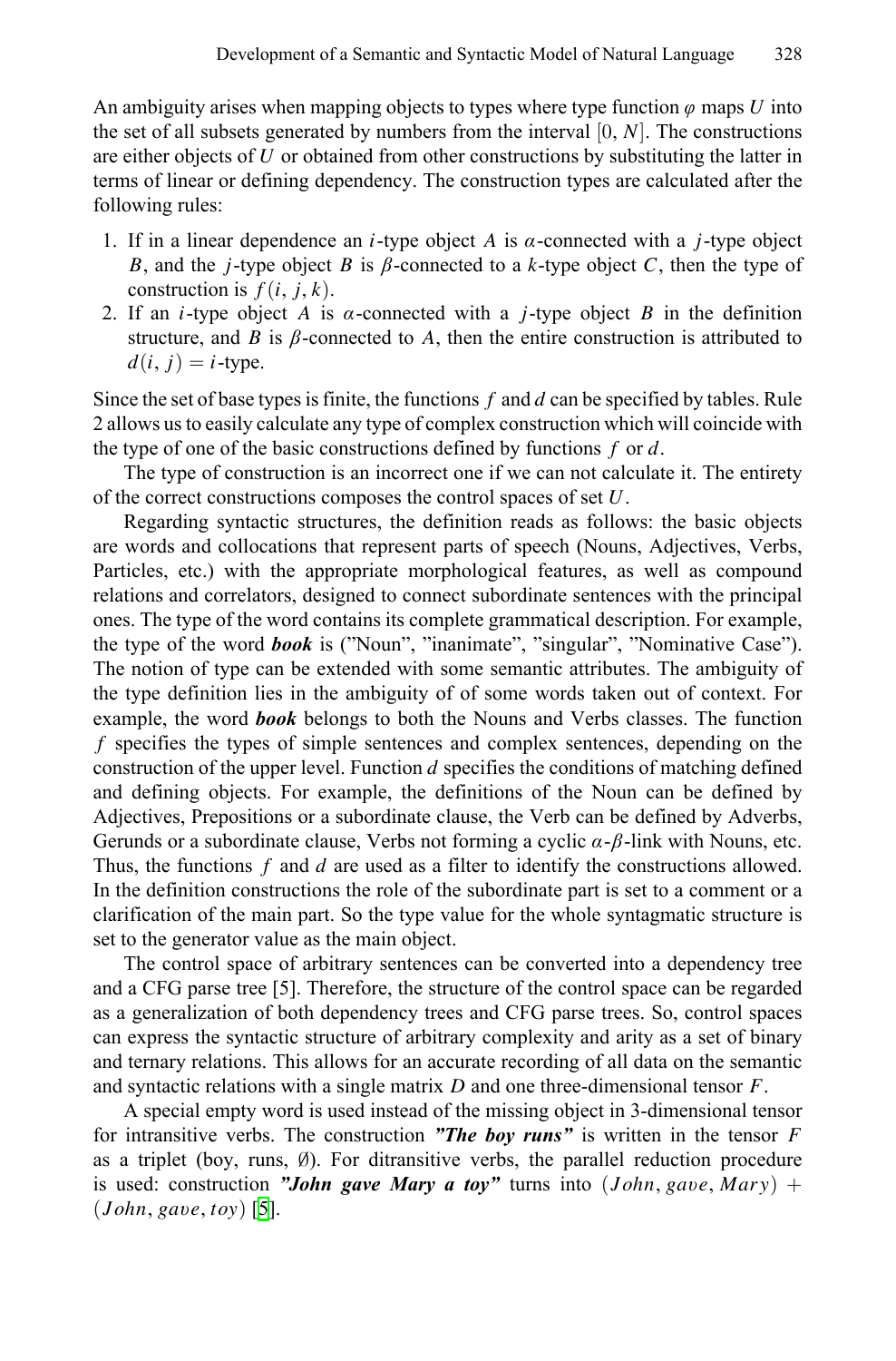An ambiguity arises when mapping objects to types where type function $\varphi$ maps $U$ into the set of all subsets generated by numbers from the interval $[0, N]$. The constructions are either objects of $U$ or obtained from other constructions by substituting the latter in terms of linear or defining dependency. The construction types are calculated after the following rules:

1. If in a linear dependence an $i$-type object $A$ is $\alpha$-connected with a $j$-type object $B$, and the $j$-type object $B$ is $\beta$-connected to a $k$-type object $C$, then the type of construction is $f(i, j, k)$.
2. If an $i$-type object $A$ is $\alpha$-connected with a $j$-type object $B$ in the definition structure, and $B$ is $\beta$-connected to $A$, then the entire construction is attributed to $d(i, j) = i$-type.

Since the set of base types is finite, the functions $f$ and $d$ can be specified by tables. Rule 2 allows us to easily calculate any type of complex construction which will coincide with the type of one of the basic constructions defined by functions $f$ or $d$.

The type of construction is an incorrect one if we can not calculate it. The entirety of the correct constructions composes the control spaces of set $U$.

Regarding syntactic structures, the definition reads as follows: the basic objects are words and collocations that represent parts of speech (Nouns, Adjectives, Verbs, Particles, etc.) with the appropriate morphological features, as well as compound relations and correlators, designed to connect subordinate sentences with the principal ones. The type of the word contains its complete grammatical description. For example, the type of the word ***book*** is ("Noun", "inanimate", "singular", "Nominative Case"). The notion of type can be extended with some semantic attributes. The ambiguity of the type definition lies in the ambiguity of of some words taken out of context. For example, the word ***book*** belongs to both the Nouns and Verbs classes. The function $f$ specifies the types of simple sentences and complex sentences, depending on the construction of the upper level. Function $d$ specifies the conditions of matching defined and defining objects. For example, the definitions of the Noun can be defined by Adjectives, Prepositions or a subordinate clause, the Verb can be defined by Adverbs, Gerunds or a subordinate clause, Verbs not forming a cyclic $\alpha$-$\beta$-link with Nouns, etc. Thus, the functions $f$ and $d$ are used as a filter to identify the constructions allowed. In the definition constructions the role of the subordinate part is set to a comment or a clarification of the main part. So the type value for the whole syntagmatic structure is set to the generator value as the main object.

The control space of arbitrary sentences can be converted into a dependency tree and a CFG parse tree [5]. Therefore, the structure of the control space can be regarded as a generalization of both dependency trees and CFG parse trees. So, control spaces can express the syntactic structure of arbitrary complexity and arity as a set of binary and ternary relations. This allows for an accurate recording of all data on the semantic and syntactic relations with a single matrix $D$ and one three-dimensional tensor $F$.

A special empty word is used instead of the missing object in 3-dimensional tensor for intransitive verbs. The construction ***"The boy runs"*** is written in the tensor $F$ as a triplet (boy, runs, ∅). For ditransitive verbs, the parallel reduction procedure is used: construction ***"John gave Mary a toy"*** turns into $(John, gave, Mary) + (John, gave, toy)$ [5].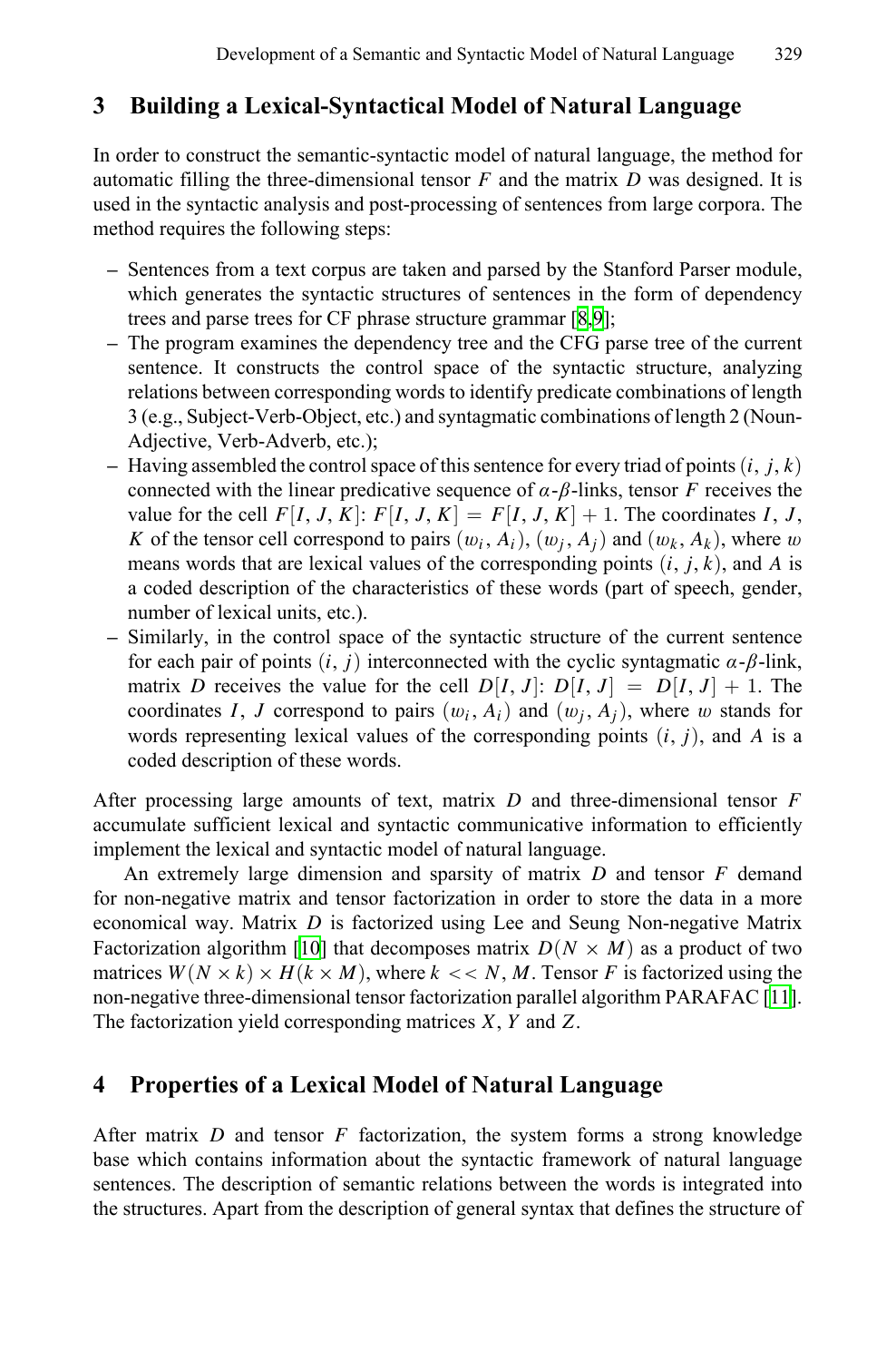## 3 Building a Lexical-Syntactical Model of Natural Language

In order to construct the semantic-syntactic model of natural language, the method for automatic filling the three-dimensional tensor $F$ and the matrix $D$ was designed. It is used in the syntactic analysis and post-processing of sentences from large corpora. The method requires the following steps:

- Sentences from a text corpus are taken and parsed by the Stanford Parser module, which generates the syntactic structures of sentences in the form of dependency trees and parse trees for CF phrase structure grammar [8,9];
- The program examines the dependency tree and the CFG parse tree of the current sentence. It constructs the control space of the syntactic structure, analyzing relations between corresponding words to identify predicate combinations of length 3 (e.g., Subject-Verb-Object, etc.) and syntagmatic combinations of length 2 (Noun-Adjective, Verb-Adverb, etc.);
- Having assembled the control space of this sentence for every triad of points $(i, j, k)$ connected with the linear predicative sequence of $\alpha$-$\beta$-links, tensor $F$ receives the value for the cell $F[I, J, K]$: $F[I, J, K] = F[I, J, K] + 1$. The coordinates $I$, $J$, $K$ of the tensor cell correspond to pairs $(w_i, A_i)$, $(w_j, A_j)$ and $(w_k, A_k)$, where $w$ means words that are lexical values of the corresponding points $(i, j, k)$, and $A$ is a coded description of the characteristics of these words (part of speech, gender, number of lexical units, etc.).
- Similarly, in the control space of the syntactic structure of the current sentence for each pair of points $(i, j)$ interconnected with the cyclic syntagmatic $\alpha$-$\beta$-link, matrix $D$ receives the value for the cell $D[I, J]$: $D[I, J] = D[I, J] + 1$. The coordinates $I$, $J$ correspond to pairs $(w_i, A_i)$ and $(w_j, A_j)$, where $w$ stands for words representing lexical values of the corresponding points $(i, j)$, and $A$ is a coded description of these words.

After processing large amounts of text, matrix $D$ and three-dimensional tensor $F$ accumulate sufficient lexical and syntactic communicative information to efficiently implement the lexical and syntactic model of natural language.

An extremely large dimension and sparsity of matrix $D$ and tensor $F$ demand for non-negative matrix and tensor factorization in order to store the data in a more economical way. Matrix $D$ is factorized using Lee and Seung Non-negative Matrix Factorization algorithm [10] that decomposes matrix $D(N \times M)$ as a product of two matrices $W(N \times k) \times H(k \times M)$, where $k << N, M$. Tensor $F$ is factorized using the non-negative three-dimensional tensor factorization parallel algorithm PARAFAC [11]. The factorization yield corresponding matrices $X$, $Y$ and $Z$.

## 4 Properties of a Lexical Model of Natural Language

After matrix $D$ and tensor $F$ factorization, the system forms a strong knowledge base which contains information about the syntactic framework of natural language sentences. The description of semantic relations between the words is integrated into the structures. Apart from the description of general syntax that defines the structure of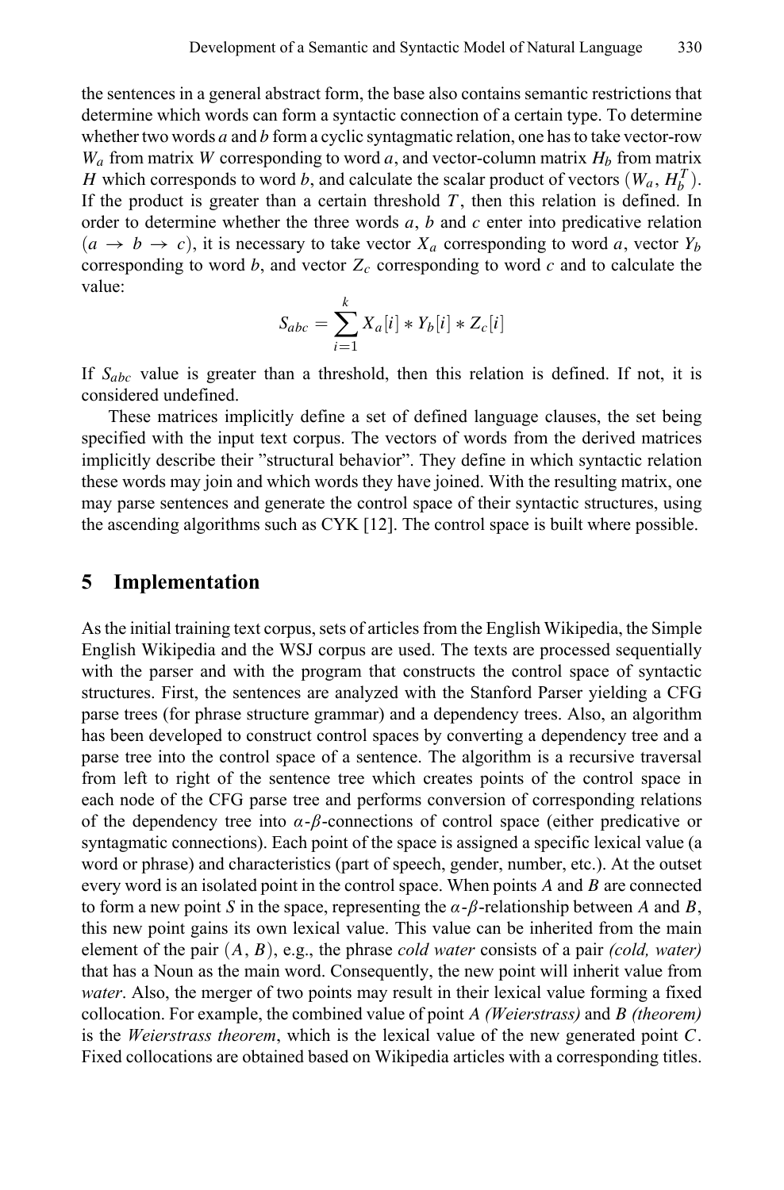the sentences in a general abstract form, the base also contains semantic restrictions that determine which words can form a syntactic connection of a certain type. To determine whether two words $a$ and $b$ form a cyclic syntagmatic relation, one has to take vector-row $W_a$ from matrix $W$ corresponding to word $a$, and vector-column matrix $H_b$ from matrix $H$ which corresponds to word $b$, and calculate the scalar product of vectors $(W_a, H_b^T)$. If the product is greater than a certain threshold $T$, then this relation is defined. In order to determine whether the three words $a$, $b$ and $c$ enter into predicative relation $(a \rightarrow b \rightarrow c)$, it is necessary to take vector $X_a$ corresponding to word $a$, vector $Y_b$ corresponding to word $b$, and vector $Z_c$ corresponding to word $c$ and to calculate the value:

$$S_{abc} = \sum_{i=1}^{k} X_a[i] * Y_b[i] * Z_c[i]$$

If $S_{abc}$ value is greater than a threshold, then this relation is defined. If not, it is considered undefined.

These matrices implicitly define a set of defined language clauses, the set being specified with the input text corpus. The vectors of words from the derived matrices implicitly describe their "structural behavior". They define in which syntactic relation these words may join and which words they have joined. With the resulting matrix, one may parse sentences and generate the control space of their syntactic structures, using the ascending algorithms such as CYK [12]. The control space is built where possible.

## 5 Implementation

As the initial training text corpus, sets of articles from the English Wikipedia, the Simple English Wikipedia and the WSJ corpus are used. The texts are processed sequentially with the parser and with the program that constructs the control space of syntactic structures. First, the sentences are analyzed with the Stanford Parser yielding a CFG parse trees (for phrase structure grammar) and a dependency trees. Also, an algorithm has been developed to construct control spaces by converting a dependency tree and a parse tree into the control space of a sentence. The algorithm is a recursive traversal from left to right of the sentence tree which creates points of the control space in each node of the CFG parse tree and performs conversion of corresponding relations of the dependency tree into $\alpha$-$\beta$-connections of control space (either predicative or syntagmatic connections). Each point of the space is assigned a specific lexical value (a word or phrase) and characteristics (part of speech, gender, number, etc.). At the outset every word is an isolated point in the control space. When points $A$ and $B$ are connected to form a new point $S$ in the space, representing the $\alpha$-$\beta$-relationship between $A$ and $B$, this new point gains its own lexical value. This value can be inherited from the main element of the pair $(A, B)$, e.g., the phrase *cold water* consists of a pair *(cold, water)* that has a Noun as the main word. Consequently, the new point will inherit value from *water*. Also, the merger of two points may result in their lexical value forming a fixed collocation. For example, the combined value of point *A (Weierstrass)* and *B (theorem)* is the *Weierstrass theorem*, which is the lexical value of the new generated point $C$. Fixed collocations are obtained based on Wikipedia articles with a corresponding titles.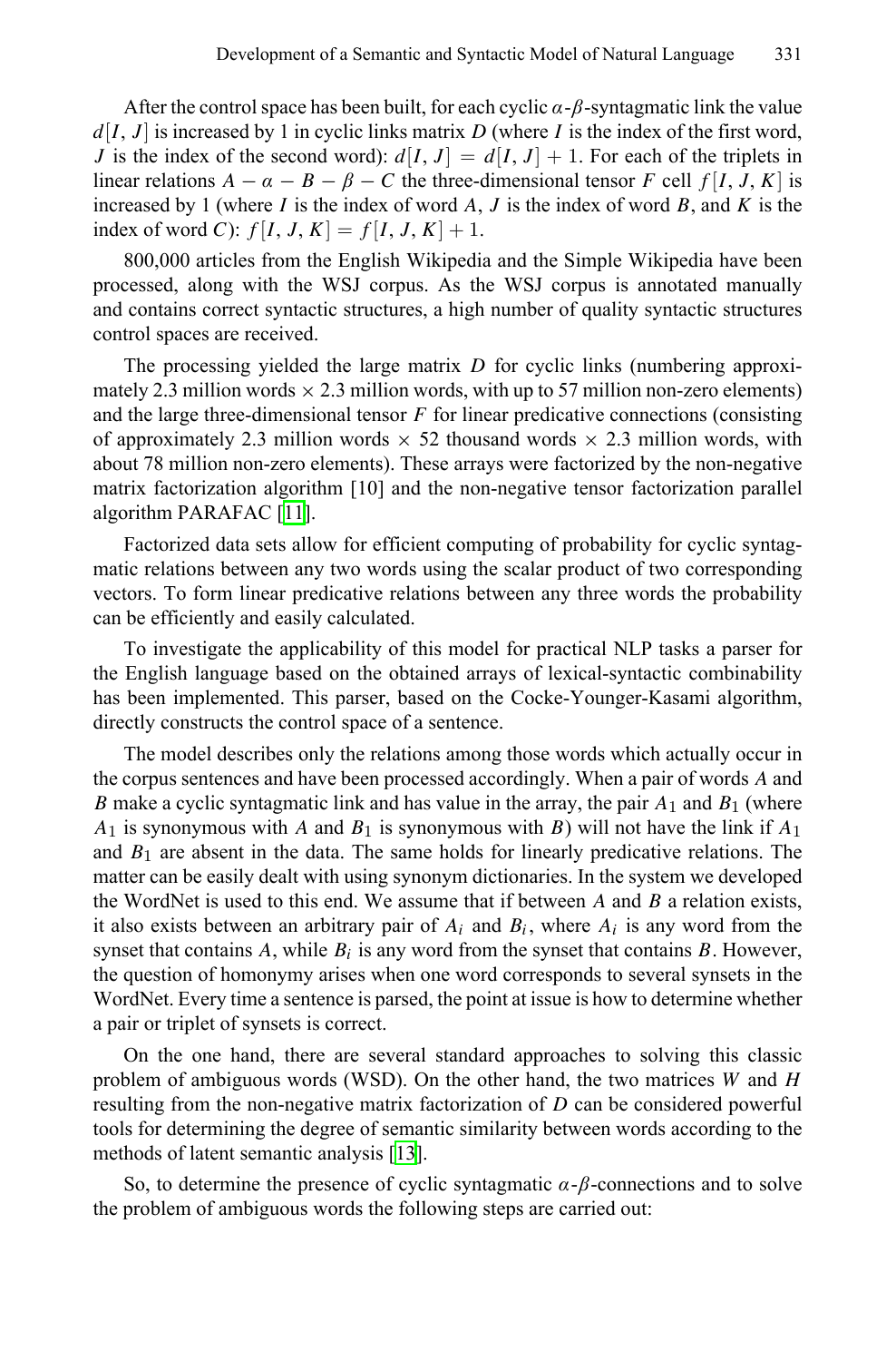After the control space has been built, for each cyclic $\alpha$-$\beta$-syntagmatic link the value $d[I, J]$ is increased by 1 in cyclic links matrix $D$ (where $I$ is the index of the first word, $J$ is the index of the second word): $d[I, J] = d[I, J] + 1$. For each of the triplets in linear relations $A - \alpha - B - \beta - C$ the three-dimensional tensor $F$ cell $f[I, J, K]$ is increased by 1 (where $I$ is the index of word $A$, $J$ is the index of word $B$, and $K$ is the index of word $C$): $f[I, J, K] = f[I, J, K] + 1$.

800,000 articles from the English Wikipedia and the Simple Wikipedia have been processed, along with the WSJ corpus. As the WSJ corpus is annotated manually and contains correct syntactic structures, a high number of quality syntactic structures control spaces are received.

The processing yielded the large matrix $D$ for cyclic links (numbering approximately 2.3 million words $\times$ 2.3 million words, with up to 57 million non-zero elements) and the large three-dimensional tensor $F$ for linear predicative connections (consisting of approximately 2.3 million words $\times$ 52 thousand words $\times$ 2.3 million words, with about 78 million non-zero elements). These arrays were factorized by the non-negative matrix factorization algorithm [10] and the non-negative tensor factorization parallel algorithm PARAFAC [11].

Factorized data sets allow for efficient computing of probability for cyclic syntagmatic relations between any two words using the scalar product of two corresponding vectors. To form linear predicative relations between any three words the probability can be efficiently and easily calculated.

To investigate the applicability of this model for practical NLP tasks a parser for the English language based on the obtained arrays of lexical-syntactic combinability has been implemented. This parser, based on the Cocke-Younger-Kasami algorithm, directly constructs the control space of a sentence.

The model describes only the relations among those words which actually occur in the corpus sentences and have been processed accordingly. When a pair of words $A$ and $B$ make a cyclic syntagmatic link and has value in the array, the pair $A_1$ and $B_1$ (where $A_1$ is synonymous with $A$ and $B_1$ is synonymous with $B$) will not have the link if $A_1$ and $B_1$ are absent in the data. The same holds for linearly predicative relations. The matter can be easily dealt with using synonym dictionaries. In the system we developed the WordNet is used to this end. We assume that if between $A$ and $B$ a relation exists, it also exists between an arbitrary pair of $A_i$ and $B_i$, where $A_i$ is any word from the synset that contains $A$, while $B_i$ is any word from the synset that contains $B$. However, the question of homonymy arises when one word corresponds to several synsets in the WordNet. Every time a sentence is parsed, the point at issue is how to determine whether a pair or triplet of synsets is correct.

On the one hand, there are several standard approaches to solving this classic problem of ambiguous words (WSD). On the other hand, the two matrices $W$ and $H$ resulting from the non-negative matrix factorization of $D$ can be considered powerful tools for determining the degree of semantic similarity between words according to the methods of latent semantic analysis [13].

So, to determine the presence of cyclic syntagmatic $\alpha$-$\beta$-connections and to solve the problem of ambiguous words the following steps are carried out: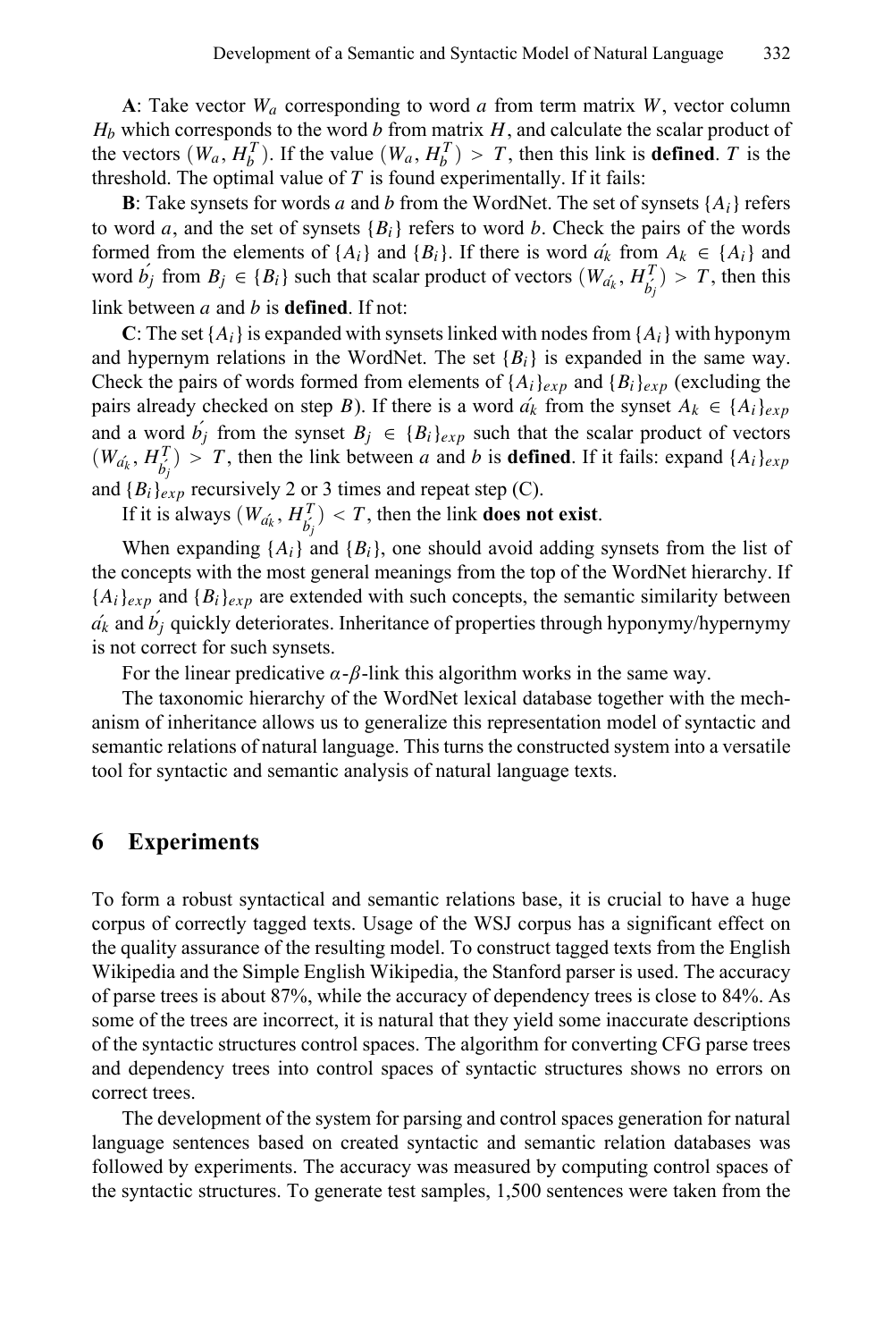**A**: Take vector $W_a$ corresponding to word $a$ from term matrix $W$, vector column $H_b$ which corresponds to the word $b$ from matrix $H$, and calculate the scalar product of the vectors $(W_a, H_b^T)$. If the value $(W_a, H_b^T) > T$, then this link is **defined**. $T$ is the threshold. The optimal value of $T$ is found experimentally. If it fails:

**B**: Take synsets for words $a$ and $b$ from the WordNet. The set of synsets $\{A_i\}$ refers to word $a$, and the set of synsets $\{B_i\}$ refers to word $b$. Check the pairs of the words formed from the elements of $\{A_i\}$ and $\{B_i\}$. If there is word $\acute{a_k}$ from $A_k \in \{A_i\}$ and word $\acute{b_j}$ from $B_j \in \{B_i\}$ such that scalar product of vectors $(W_{\acute{a_k}}, H_{\acute{b_j}}^T) > T$, then this link between $a$ and $b$ is **defined**. If not:

**C**: The set $\{A_i\}$ is expanded with synsets linked with nodes from $\{A_i\}$ with hyponym and hypernym relations in the WordNet. The set $\{B_i\}$ is expanded in the same way. Check the pairs of words formed from elements of $\{A_i\}_{exp}$ and $\{B_i\}_{exp}$ (excluding the pairs already checked on step $B$). If there is a word $\acute{a_k}$ from the synset $A_k \in \{A_i\}_{exp}$ and a word $\acute{b_j}$ from the synset $B_j \in \{B_i\}_{exp}$ such that the scalar product of vectors $(W_{\acute{a_k}}, H_{\acute{b_j}}^T) > T$, then the link between $a$ and $b$ is **defined**. If it fails: expand $\{A_i\}_{exp}$ and $\{B_i\}_{exp}$ recursively 2 or 3 times and repeat step (C).

If it is always $(W_{\acute{a_k}}, H_{\acute{b_j}}^T) < T$, then the link **does not exist**.

When expanding $\{A_i\}$ and $\{B_i\}$, one should avoid adding synsets from the list of the concepts with the most general meanings from the top of the WordNet hierarchy. If $\{A_i\}_{exp}$ and $\{B_i\}_{exp}$ are extended with such concepts, the semantic similarity between $\acute{a_k}$ and $\acute{b_j}$ quickly deteriorates. Inheritance of properties through hyponymy/hypernymy is not correct for such synsets.

For the linear predicative $\alpha$-$\beta$-link this algorithm works in the same way.

The taxonomic hierarchy of the WordNet lexical database together with the mechanism of inheritance allows us to generalize this representation model of syntactic and semantic relations of natural language. This turns the constructed system into a versatile tool for syntactic and semantic analysis of natural language texts.

## 6 Experiments

To form a robust syntactical and semantic relations base, it is crucial to have a huge corpus of correctly tagged texts. Usage of the WSJ corpus has a significant effect on the quality assurance of the resulting model. To construct tagged texts from the English Wikipedia and the Simple English Wikipedia, the Stanford parser is used. The accuracy of parse trees is about 87%, while the accuracy of dependency trees is close to 84%. As some of the trees are incorrect, it is natural that they yield some inaccurate descriptions of the syntactic structures control spaces. The algorithm for converting CFG parse trees and dependency trees into control spaces of syntactic structures shows no errors on correct trees.

The development of the system for parsing and control spaces generation for natural language sentences based on created syntactic and semantic relation databases was followed by experiments. The accuracy was measured by computing control spaces of the syntactic structures. To generate test samples, 1,500 sentences were taken from the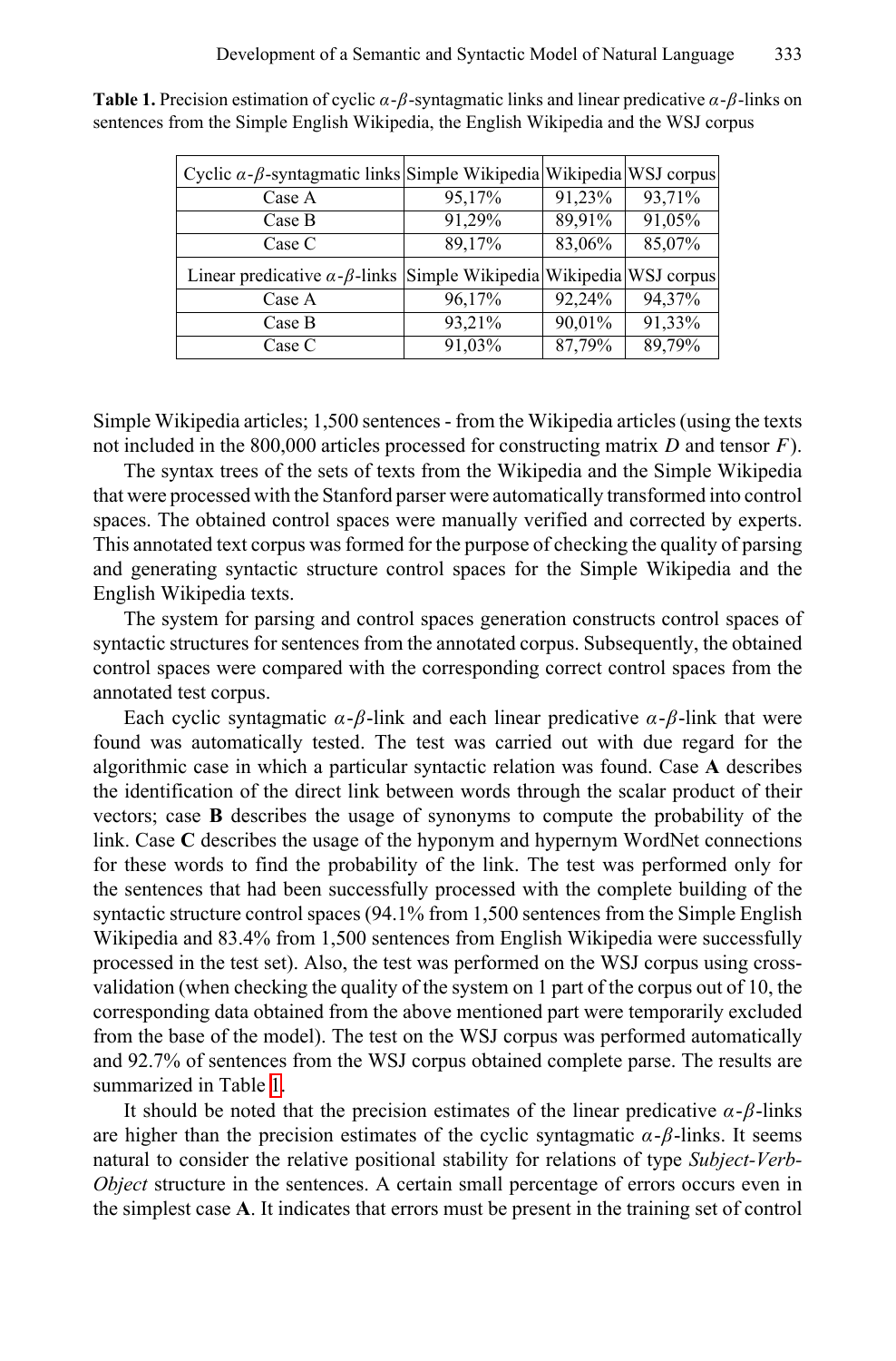**Table 1.** Precision estimation of cyclic $\alpha$-$\beta$-syntagmatic links and linear predicative $\alpha$-$\beta$-links on sentences from the Simple English Wikipedia, the English Wikipedia and the WSJ corpus

| Cyclic $\alpha$-$\beta$-syntagmatic links | Simple Wikipedia | Wikipedia | WSJ corpus |
|---|---|---|---|
| Case A | 95,17% | 91,23% | 93,71% |
| Case B | 91,29% | 89,91% | 91,05% |
| Case C | 89,17% | 83,06% | 85,07% |
| **Linear predicative $\alpha$-$\beta$-links** | **Simple Wikipedia** | **Wikipedia** | **WSJ corpus** |
| Case A | 96,17% | 92,24% | 94,37% |
| Case B | 93,21% | 90,01% | 91,33% |
| Case C | 91,03% | 87,79% | 89,79% |

Simple Wikipedia articles; 1,500 sentences - from the Wikipedia articles (using the texts not included in the 800,000 articles processed for constructing matrix $D$ and tensor $F$).

The syntax trees of the sets of texts from the Wikipedia and the Simple Wikipedia that were processed with the Stanford parser were automatically transformed into control spaces. The obtained control spaces were manually verified and corrected by experts. This annotated text corpus was formed for the purpose of checking the quality of parsing and generating syntactic structure control spaces for the Simple Wikipedia and the English Wikipedia texts.

The system for parsing and control spaces generation constructs control spaces of syntactic structures for sentences from the annotated corpus. Subsequently, the obtained control spaces were compared with the corresponding correct control spaces from the annotated test corpus.

Each cyclic syntagmatic $\alpha$-$\beta$-link and each linear predicative $\alpha$-$\beta$-link that were found was automatically tested. The test was carried out with due regard for the algorithmic case in which a particular syntactic relation was found. Case **A** describes the identification of the direct link between words through the scalar product of their vectors; case **B** describes the usage of synonyms to compute the probability of the link. Case **C** describes the usage of the hyponym and hypernym WordNet connections for these words to find the probability of the link. The test was performed only for the sentences that had been successfully processed with the complete building of the syntactic structure control spaces (94.1% from 1,500 sentences from the Simple English Wikipedia and 83.4% from 1,500 sentences from English Wikipedia were successfully processed in the test set). Also, the test was performed on the WSJ corpus using cross-validation (when checking the quality of the system on 1 part of the corpus out of 10, the corresponding data obtained from the above mentioned part were temporarily excluded from the base of the model). The test on the WSJ corpus was performed automatically and 92.7% of sentences from the WSJ corpus obtained complete parse. The results are summarized in Table 1.

It should be noted that the precision estimates of the linear predicative $\alpha$-$\beta$-links are higher than the precision estimates of the cyclic syntagmatic $\alpha$-$\beta$-links. It seems natural to consider the relative positional stability for relations of type *Subject-Verb-Object* structure in the sentences. A certain small percentage of errors occurs even in the simplest case **A**. It indicates that errors must be present in the training set of control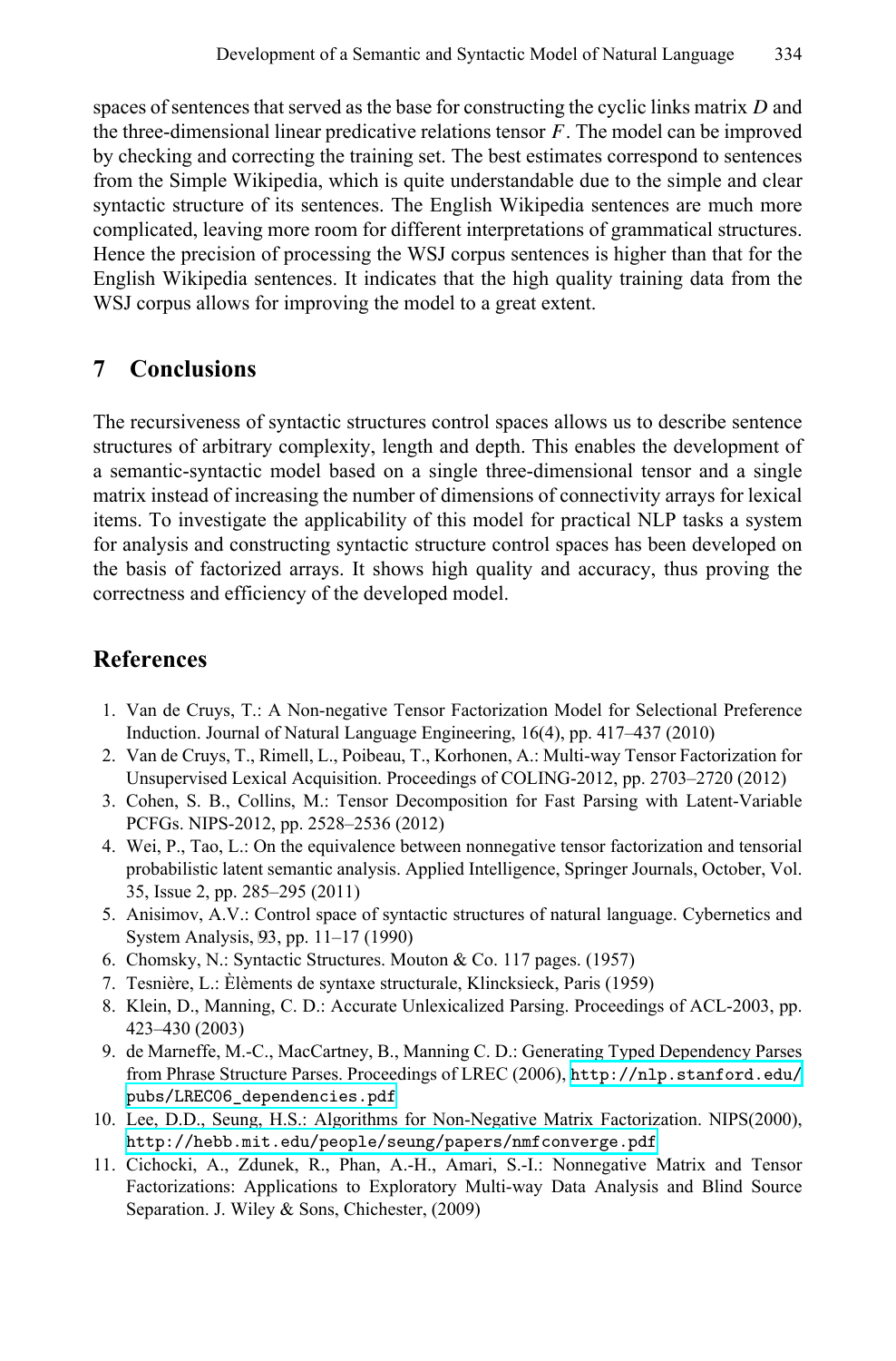spaces of sentences that served as the base for constructing the cyclic links matrix $D$ and the three-dimensional linear predicative relations tensor $F$. The model can be improved by checking and correcting the training set. The best estimates correspond to sentences from the Simple Wikipedia, which is quite understandable due to the simple and clear syntactic structure of its sentences. The English Wikipedia sentences are much more complicated, leaving more room for different interpretations of grammatical structures. Hence the precision of processing the WSJ corpus sentences is higher than that for the English Wikipedia sentences. It indicates that the high quality training data from the WSJ corpus allows for improving the model to a great extent.

## 7 Conclusions

The recursiveness of syntactic structures control spaces allows us to describe sentence structures of arbitrary complexity, length and depth. This enables the development of a semantic-syntactic model based on a single three-dimensional tensor and a single matrix instead of increasing the number of dimensions of connectivity arrays for lexical items. To investigate the applicability of this model for practical NLP tasks a system for analysis and constructing syntactic structure control spaces has been developed on the basis of factorized arrays. It shows high quality and accuracy, thus proving the correctness and efficiency of the developed model.

## References

1. Van de Cruys, T.: A Non-negative Tensor Factorization Model for Selectional Preference Induction. Journal of Natural Language Engineering, 16(4), pp. 417–437 (2010)
2. Van de Cruys, T., Rimell, L., Poibeau, T., Korhonen, A.: Multi-way Tensor Factorization for Unsupervised Lexical Acquisition. Proceedings of COLING-2012, pp. 2703–2720 (2012)
3. Cohen, S. B., Collins, M.: Tensor Decomposition for Fast Parsing with Latent-Variable PCFGs. NIPS-2012, pp. 2528–2536 (2012)
4. Wei, P., Tao, L.: On the equivalence between nonnegative tensor factorization and tensorial probabilistic latent semantic analysis. Applied Intelligence, Springer Journals, October, Vol. 35, Issue 2, pp. 285–295 (2011)
5. Anisimov, A.V.: Control space of syntactic structures of natural language. Cybernetics and System Analysis, 93, pp. 11–17 (1990)
6. Chomsky, N.: Syntactic Structures. Mouton & Co. 117 pages. (1957)
7. Tesnière, L.: Èlèments de syntaxe structurale, Klincksieck, Paris (1959)
8. Klein, D., Manning, C. D.: Accurate Unlexicalized Parsing. Proceedings of ACL-2003, pp. 423–430 (2003)
9. de Marneffe, M.-C., MacCartney, B., Manning C. D.: Generating Typed Dependency Parses from Phrase Structure Parses. Proceedings of LREC (2006), http://nlp.stanford.edu/pubs/LREC06_dependencies.pdf
10. Lee, D.D., Seung, H.S.: Algorithms for Non-Negative Matrix Factorization. NIPS(2000), http://hebb.mit.edu/people/seung/papers/nmfconverge.pdf
11. Cichocki, A., Zdunek, R., Phan, A.-H., Amari, S.-I.: Nonnegative Matrix and Tensor Factorizations: Applications to Exploratory Multi-way Data Analysis and Blind Source Separation. J. Wiley & Sons, Chichester, (2009)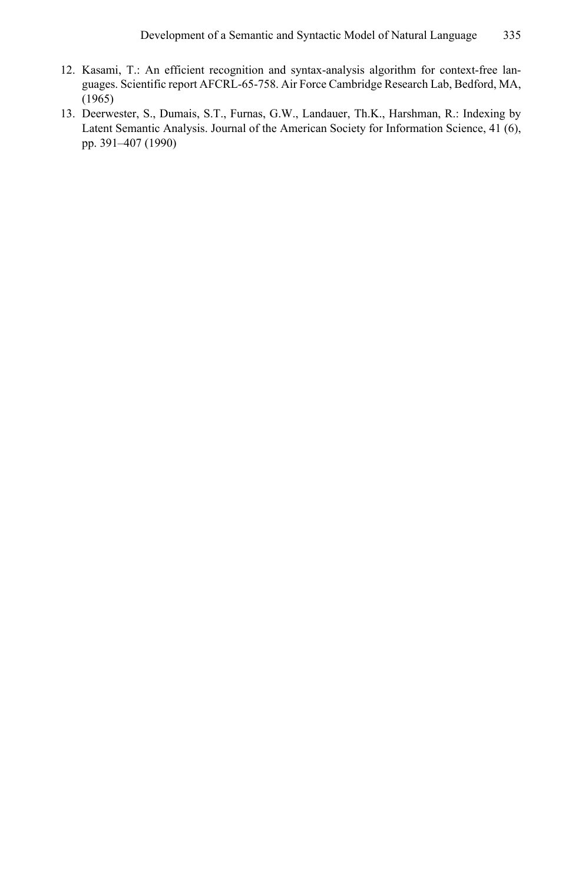12. Kasami, T.: An efficient recognition and syntax-analysis algorithm for context-free languages. Scientific report AFCRL-65-758. Air Force Cambridge Research Lab, Bedford, MA, (1965)
13. Deerwester, S., Dumais, S.T., Furnas, G.W., Landauer, Th.K., Harshman, R.: Indexing by Latent Semantic Analysis. Journal of the American Society for Information Science, 41 (6), pp. 391–407 (1990)